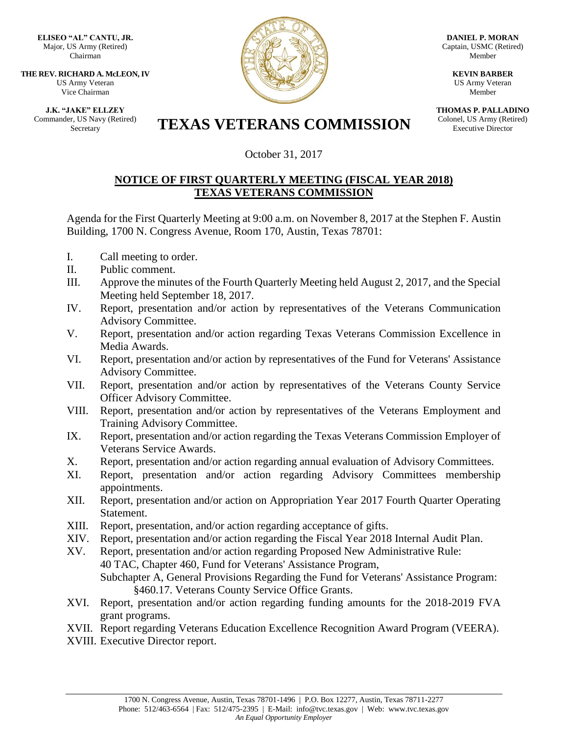**ELISEO "AL" CANTU, JR.**
Major, US Army (Retired)
Chairman

**THE REV. RICHARD A. McLEON, IV**
US Army Veteran
Vice Chairman

**J.K. "JAKE" ELLZEY**
Commander, US Navy (Retired)
Secretary

**DANIEL P. MORAN**
Captain, USMC (Retired)
Member

**KEVIN BARBER**
US Army Veteran
Member

**THOMAS P. PALLADINO**
Colonel, US Army (Retired)
Executive Director

# TEXAS VETERANS COMMISSION

October 31, 2017

## NOTICE OF FIRST QUARTERLY MEETING (FISCAL YEAR 2018) TEXAS VETERANS COMMISSION

Agenda for the First Quarterly Meeting at 9:00 a.m. on November 8, 2017 at the Stephen F. Austin Building, 1700 N. Congress Avenue, Room 170, Austin, Texas 78701:

I. Call meeting to order.

II. Public comment.

III. Approve the minutes of the Fourth Quarterly Meeting held August 2, 2017, and the Special Meeting held September 18, 2017.

IV. Report, presentation and/or action by representatives of the Veterans Communication Advisory Committee.

V. Report, presentation and/or action regarding Texas Veterans Commission Excellence in Media Awards.

VI. Report, presentation and/or action by representatives of the Fund for Veterans' Assistance Advisory Committee.

VII. Report, presentation and/or action by representatives of the Veterans County Service Officer Advisory Committee.

VIII. Report, presentation and/or action by representatives of the Veterans Employment and Training Advisory Committee.

IX. Report, presentation and/or action regarding the Texas Veterans Commission Employer of Veterans Service Awards.

X. Report, presentation and/or action regarding annual evaluation of Advisory Committees.

XI. Report, presentation and/or action regarding Advisory Committees membership appointments.

XII. Report, presentation and/or action on Appropriation Year 2017 Fourth Quarter Operating Statement.

XIII. Report, presentation, and/or action regarding acceptance of gifts.

XIV. Report, presentation and/or action regarding the Fiscal Year 2018 Internal Audit Plan.

XV. Report, presentation and/or action regarding Proposed New Administrative Rule:
40 TAC, Chapter 460, Fund for Veterans' Assistance Program,
Subchapter A, General Provisions Regarding the Fund for Veterans' Assistance Program:
§460.17. Veterans County Service Office Grants.

XVI. Report, presentation and/or action regarding funding amounts for the 2018-2019 FVA grant programs.

XVII. Report regarding Veterans Education Excellence Recognition Award Program (VEERA).

XVIII. Executive Director report.

1700 N. Congress Avenue, Austin, Texas 78701-1496 | P.O. Box 12277, Austin, Texas 78711-2277
Phone: 512/463-6564 | Fax: 512/475-2395 | E-Mail: info@tvc.texas.gov | Web: www.tvc.texas.gov
*An Equal Opportunity Employer*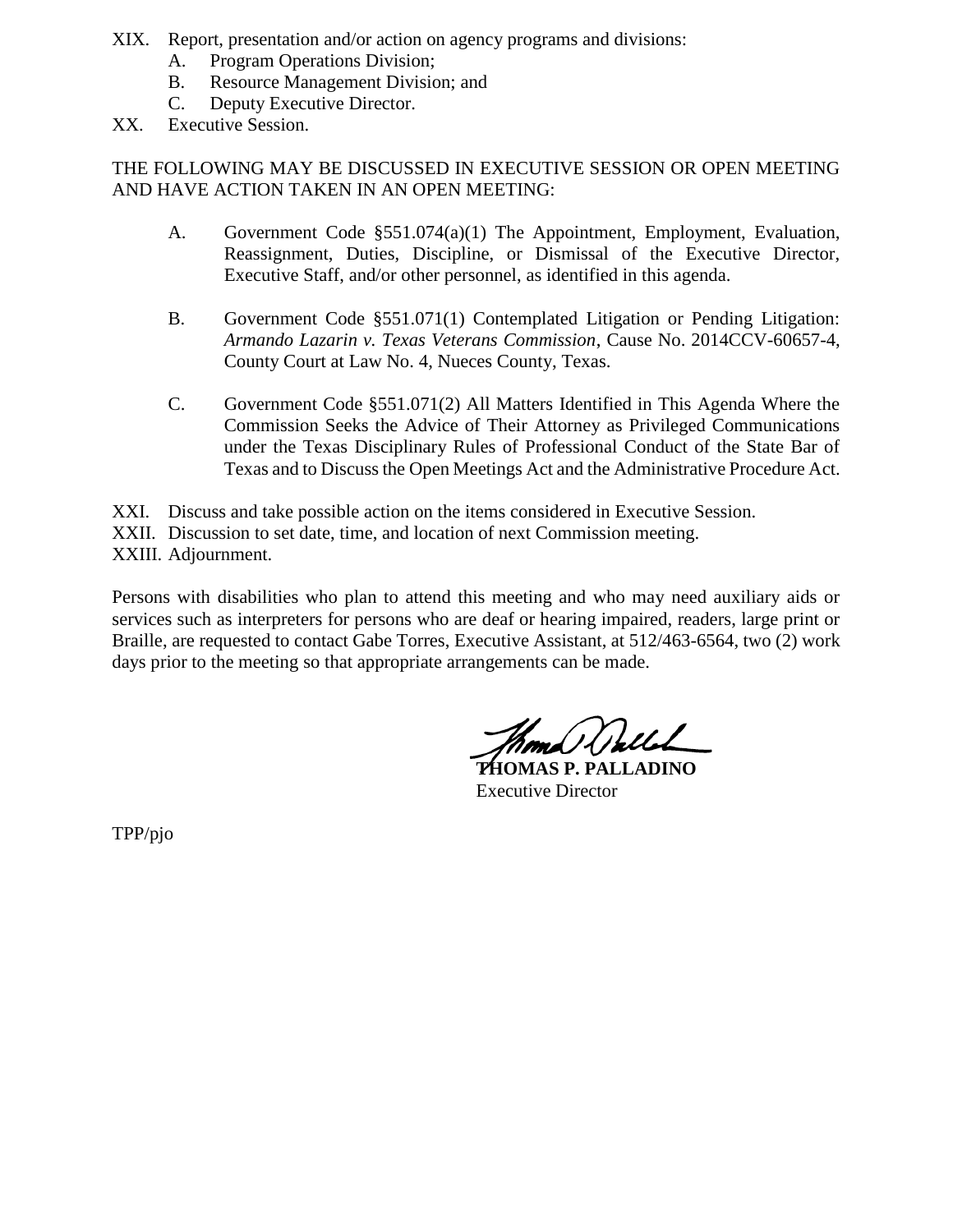XIX. Report, presentation and/or action on agency programs and divisions:

  A. Program Operations Division;
  B. Resource Management Division; and
  C. Deputy Executive Director.

XX. Executive Session.

THE FOLLOWING MAY BE DISCUSSED IN EXECUTIVE SESSION OR OPEN MEETING AND HAVE ACTION TAKEN IN AN OPEN MEETING:

  A. Government Code §551.074(a)(1) The Appointment, Employment, Evaluation, Reassignment, Duties, Discipline, or Dismissal of the Executive Director, Executive Staff, and/or other personnel, as identified in this agenda.

  B. Government Code §551.071(1) Contemplated Litigation or Pending Litigation: *Armando Lazarin v. Texas Veterans Commission*, Cause No. 2014CCV-60657-4, County Court at Law No. 4, Nueces County, Texas.

  C. Government Code §551.071(2) All Matters Identified in This Agenda Where the Commission Seeks the Advice of Their Attorney as Privileged Communications under the Texas Disciplinary Rules of Professional Conduct of the State Bar of Texas and to Discuss the Open Meetings Act and the Administrative Procedure Act.

XXI. Discuss and take possible action on the items considered in Executive Session.

XXII. Discussion to set date, time, and location of next Commission meeting.

XXIII. Adjournment.

Persons with disabilities who plan to attend this meeting and who may need auxiliary aids or services such as interpreters for persons who are deaf or hearing impaired, readers, large print or Braille, are requested to contact Gabe Torres, Executive Assistant, at 512/463-6564, two (2) work days prior to the meeting so that appropriate arrangements can be made.

**THOMAS P. PALLADINO**
Executive Director

TPP/pjo